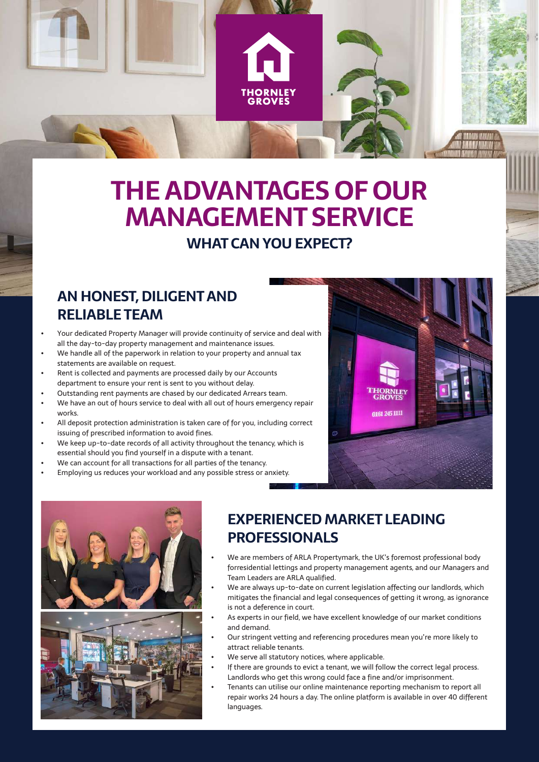THORNLEY GROVES

# THE ADVANTAGES OF OUR MANAGEMENT SERVICE

## WHAT CAN YOU EXPECT?

## AN HONEST, DILIGENT AND RELIABLE TEAM

- Your dedicated Property Manager will provide continuity of service and deal with all the day-to-day property management and maintenance issues.
- We handle all of the paperwork in relation to your property and annual tax statements are available on request.
- Rent is collected and payments are processed daily by our Accounts department to ensure your rent is sent to you without delay.
- Outstanding rent payments are chased by our dedicated Arrears team.
- We have an out of hours service to deal with all out of hours emergency repair works.
- All deposit protection administration is taken care of for you, including correct issuing of prescribed information to avoid fines.
- We keep up-to-date records of all activity throughout the tenancy, which is essential should you find yourself in a dispute with a tenant.
- We can account for all transactions for all parties of the tenancy.
- Employing us reduces your workload and any possible stress or anxiety.

## EXPERIENCED MARKET LEADING PROFESSIONALS

- We are members of ARLA Propertymark, the UK's foremost professional body forresidential lettings and property management agents, and our Managers and Team Leaders are ARLA qualified.
- We are always up-to-date on current legislation affecting our landlords, which mitigates the financial and legal consequences of getting it wrong, as ignorance is not a deference in court.
- As experts in our field, we have excellent knowledge of our market conditions and demand.
- Our stringent vetting and referencing procedures mean you're more likely to attract reliable tenants.
- We serve all statutory notices, where applicable.
- If there are grounds to evict a tenant, we will follow the correct legal process. Landlords who get this wrong could face a fine and/or imprisonment.
- Tenants can utilise our online maintenance reporting mechanism to report all repair works 24 hours a day. The online platform is available in over 40 different languages.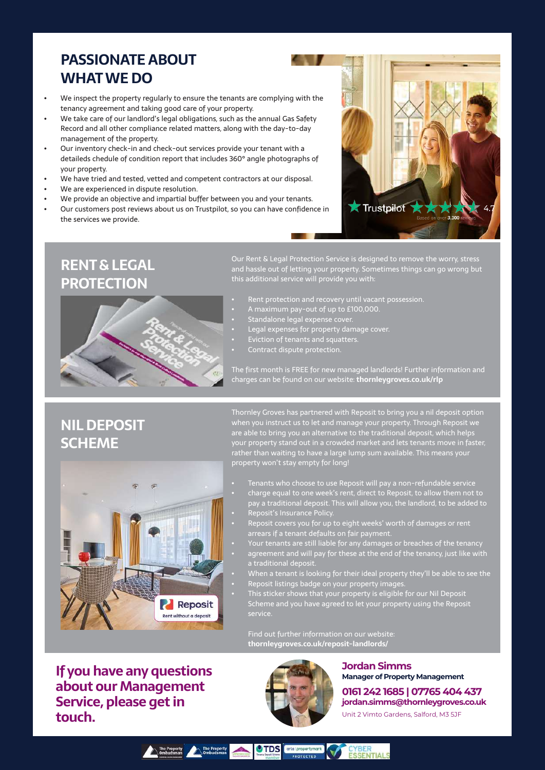## PASSIONATE ABOUT WHAT WE DO

- We inspect the property regularly to ensure the tenants are complying with the tenancy agreement and taking good care of your property.
- We take care of our landlord's legal obligations, such as the annual Gas Safety Record and all other compliance related matters, along with the day-to-day management of the property.
- Our inventory check-in and check-out services provide your tenant with a detaileds chedule of condition report that includes 360° angle photographs of your property.
- We have tried and tested, vetted and competent contractors at our disposal.
- We are experienced in dispute resolution.
- We provide an objective and impartial buffer between you and your tenants.
- Our customers post reviews about us on Trustpilot, so you can have confidence in the services we provide.

Trustpilot 4.7
Based on over 3,300 reviews

## RENT & LEGAL PROTECTION

Our Rent & Legal Protection Service is designed to remove the worry, stress and hassle out of letting your property. Sometimes things can go wrong but this additional service will provide you with:

- Rent protection and recovery until vacant possession.
- A maximum pay-out of up to £100,000.
- Standalone legal expense cover.
- Legal expenses for property damage cover.
- Eviction of tenants and squatters.
- Contract dispute protection.

The first month is FREE for new managed landlords! Further information and charges can be found on our website: **thornleygroves.co.uk/rlp**

## NIL DEPOSIT SCHEME

Thornley Groves has partnered with Reposit to bring you a nil deposit option when you instruct us to let and manage your property. Through Reposit we are able to bring you an alternative to the traditional deposit, which helps your property stand out in a crowded market and lets tenants move in faster, rather than waiting to have a large lump sum available. This means your property won't stay empty for long!

- Tenants who choose to use Reposit will pay a non-refundable service charge equal to one week's rent, direct to Reposit, to allow them not to pay a traditional deposit. This will allow you, the landlord, to be added to Reposit's Insurance Policy.
- Reposit covers you for up to eight weeks' worth of damages or rent arrears if a tenant defaults on fair payment.
- Your tenants are still liable for any damages or breaches of the tenancy agreement and will pay for these at the end of the tenancy, just like with a traditional deposit.
- When a tenant is looking for their ideal property they'll be able to see the Reposit listings badge on your property images.
- This sticker shows that your property is eligible for our Nil Deposit Scheme and you have agreed to let your property using the Reposit service.

Find out further information on our website:
**thornleygroves.co.uk/reposit-landlords/**

Reposit
Rent without a deposit

## If you have any questions about our Management Service, please get in touch.

**Jordan Simms**
**Manager of Property Management**
**0161 242 1685 | 07765 404 437**
**jordan.simms@thornleygroves.co.uk**
Unit 2 Vimto Gardens, Salford, M3 5JF